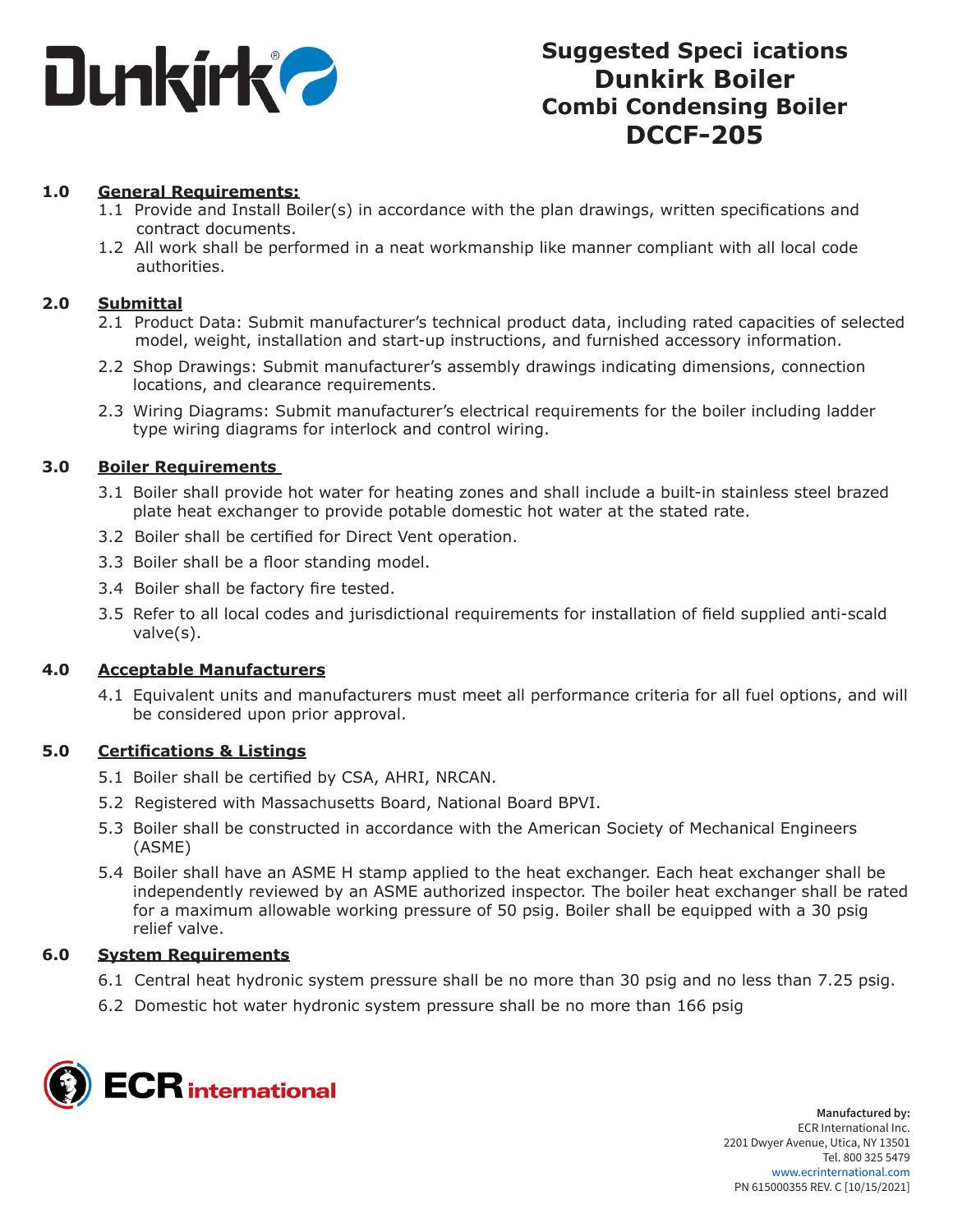# Suggested Speci ications
# Dunkirk Boiler
## Combi Condensing Boiler
# DCCF-205

**1.0 General Requirements:**

1.1 Provide and Install Boiler(s) in accordance with the plan drawings, written specifications and contract documents.

1.2 All work shall be performed in a neat workmanship like manner compliant with all local code authorities.

**2.0 Submittal**

2.1 Product Data: Submit manufacturer's technical product data, including rated capacities of selected model, weight, installation and start-up instructions, and furnished accessory information.

2.2 Shop Drawings: Submit manufacturer's assembly drawings indicating dimensions, connection locations, and clearance requirements.

2.3 Wiring Diagrams: Submit manufacturer's electrical requirements for the boiler including ladder type wiring diagrams for interlock and control wiring.

**3.0 Boiler Requirements**

3.1 Boiler shall provide hot water for heating zones and shall include a built-in stainless steel brazed plate heat exchanger to provide potable domestic hot water at the stated rate.

3.2 Boiler shall be certified for Direct Vent operation.

3.3 Boiler shall be a floor standing model.

3.4 Boiler shall be factory fire tested.

3.5 Refer to all local codes and jurisdictional requirements for installation of field supplied anti-scald valve(s).

**4.0 Acceptable Manufacturers**

4.1 Equivalent units and manufacturers must meet all performance criteria for all fuel options, and will be considered upon prior approval.

**5.0 Certifications & Listings**

5.1 Boiler shall be certified by CSA, AHRI, NRCAN.

5.2 Registered with Massachusetts Board, National Board BPVI.

5.3 Boiler shall be constructed in accordance with the American Society of Mechanical Engineers (ASME)

5.4 Boiler shall have an ASME H stamp applied to the heat exchanger. Each heat exchanger shall be independently reviewed by an ASME authorized inspector. The boiler heat exchanger shall be rated for a maximum allowable working pressure of 50 psig. Boiler shall be equipped with a 30 psig relief valve.

**6.0 System Requirements**

6.1 Central heat hydronic system pressure shall be no more than 30 psig and no less than 7.25 psig.

6.2 Domestic hot water hydronic system pressure shall be no more than 166 psig

**Manufactured by:**
ECR International Inc.
2201 Dwyer Avenue, Utica, NY 13501
Tel. 800 325 5479
www.ecrinternational.com
PN 615000355 REV. C [10/15/2021]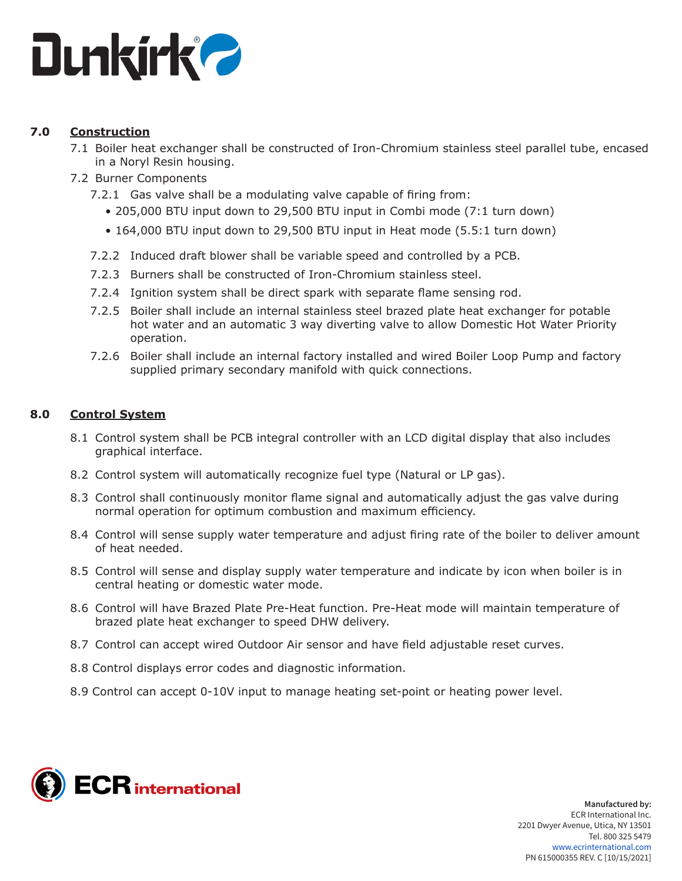## 7.0 Construction

7.1 Boiler heat exchanger shall be constructed of Iron-Chromium stainless steel parallel tube, encased in a Noryl Resin housing.

7.2 Burner Components

7.2.1 Gas valve shall be a modulating valve capable of firing from:

- 205,000 BTU input down to 29,500 BTU input in Combi mode (7:1 turn down)
- 164,000 BTU input down to 29,500 BTU input in Heat mode (5.5:1 turn down)

7.2.2 Induced draft blower shall be variable speed and controlled by a PCB.

7.2.3 Burners shall be constructed of Iron-Chromium stainless steel.

7.2.4 Ignition system shall be direct spark with separate flame sensing rod.

7.2.5 Boiler shall include an internal stainless steel brazed plate heat exchanger for potable hot water and an automatic 3 way diverting valve to allow Domestic Hot Water Priority operation.

7.2.6 Boiler shall include an internal factory installed and wired Boiler Loop Pump and factory supplied primary secondary manifold with quick connections.

## 8.0 Control System

8.1 Control system shall be PCB integral controller with an LCD digital display that also includes graphical interface.

8.2 Control system will automatically recognize fuel type (Natural or LP gas).

8.3 Control shall continuously monitor flame signal and automatically adjust the gas valve during normal operation for optimum combustion and maximum efficiency.

8.4 Control will sense supply water temperature and adjust firing rate of the boiler to deliver amount of heat needed.

8.5 Control will sense and display supply water temperature and indicate by icon when boiler is in central heating or domestic water mode.

8.6 Control will have Brazed Plate Pre-Heat function. Pre-Heat mode will maintain temperature of brazed plate heat exchanger to speed DHW delivery.

8.7 Control can accept wired Outdoor Air sensor and have field adjustable reset curves.

8.8 Control displays error codes and diagnostic information.

8.9 Control can accept 0-10V input to manage heating set-point or heating power level.

**Manufactured by:**
ECR International Inc.
2201 Dwyer Avenue, Utica, NY 13501
Tel. 800 325 5479
www.ecrinternational.com
PN 615000355 REV. C [10/15/2021]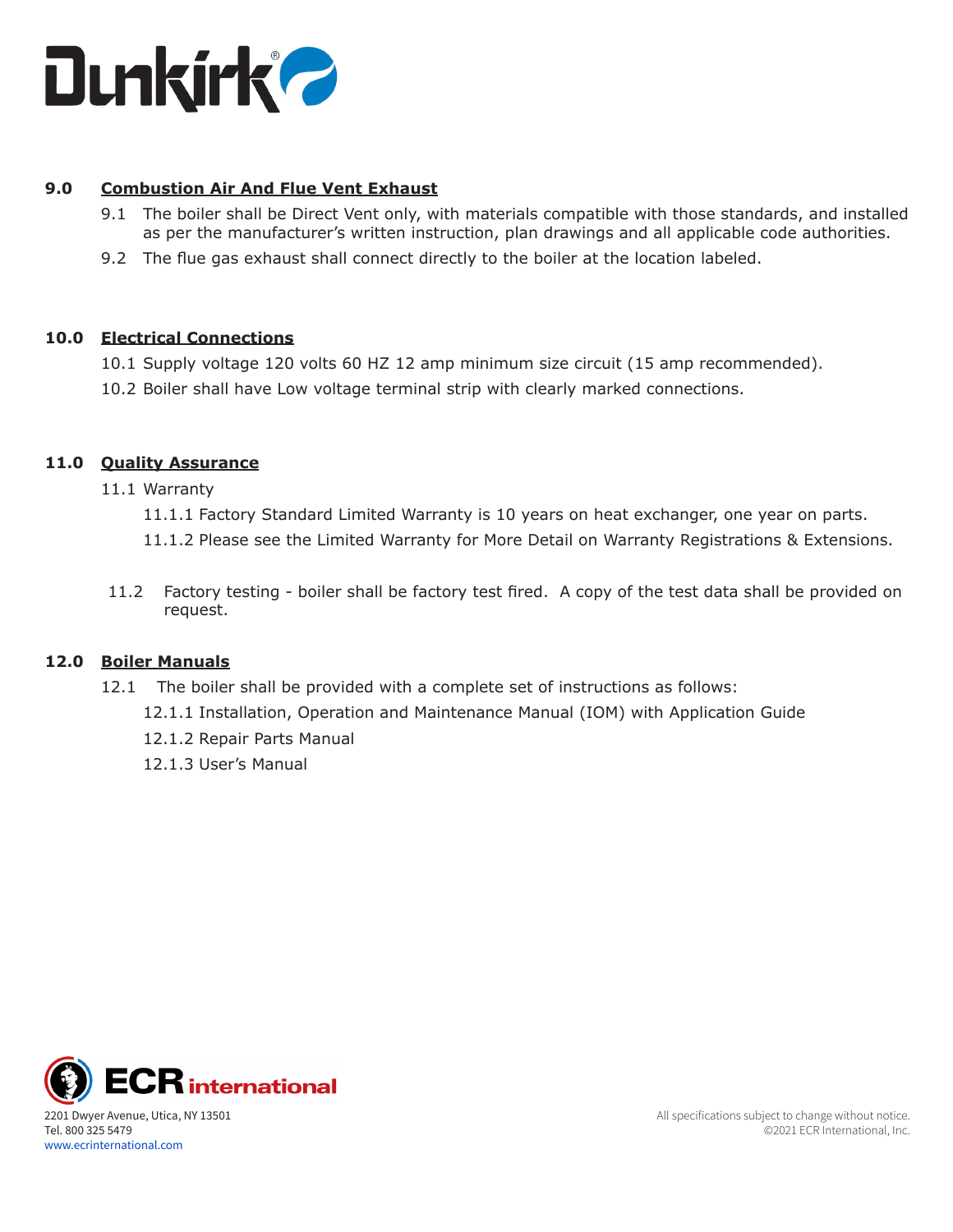## 9.0 Combustion Air And Flue Vent Exhaust

9.1 The boiler shall be Direct Vent only, with materials compatible with those standards, and installed as per the manufacturer's written instruction, plan drawings and all applicable code authorities.

9.2 The flue gas exhaust shall connect directly to the boiler at the location labeled.

## 10.0 Electrical Connections

10.1 Supply voltage 120 volts 60 HZ 12 amp minimum size circuit (15 amp recommended).

10.2 Boiler shall have Low voltage terminal strip with clearly marked connections.

## 11.0 Quality Assurance

11.1 Warranty

11.1.1 Factory Standard Limited Warranty is 10 years on heat exchanger, one year on parts.

11.1.2 Please see the Limited Warranty for More Detail on Warranty Registrations & Extensions.

11.2 Factory testing - boiler shall be factory test fired. A copy of the test data shall be provided on request.

## 12.0 Boiler Manuals

12.1 The boiler shall be provided with a complete set of instructions as follows:

12.1.1 Installation, Operation and Maintenance Manual (IOM) with Application Guide

12.1.2 Repair Parts Manual

12.1.3 User's Manual

2201 Dwyer Avenue, Utica, NY 13501
Tel. 800 325 5479
www.ecrinternational.com

All specifications subject to change without notice.
©2021 ECR International, Inc.